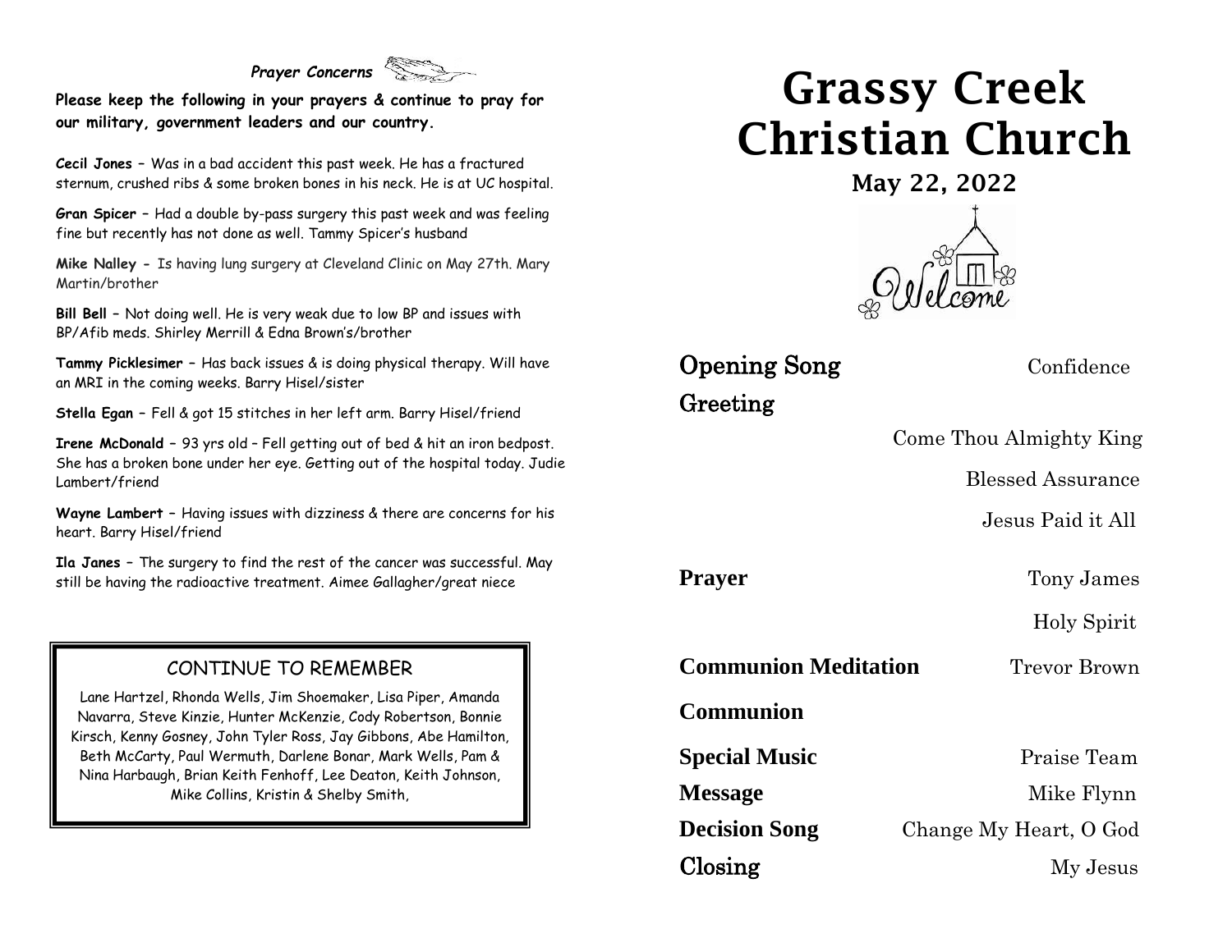*Prayer Concerns*

**Please keep the following in your prayers & continue to pray for our military, government leaders and our country.**

**Cecil Jones** – Was in a bad accident this past week. He has a fractured sternum, crushed ribs & some broken bones in his neck. He is at UC hospital.

**Gran Spicer** – Had a double by-pass surgery this past week and was feeling fine but recently has not done as well. Tammy Spicer's husband

**Mike Nalley** - Is having lung surgery at Cleveland Clinic on May 27th. Mary Martin/brother

**Bill Bell** – Not doing well. He is very weak due to low BP and issues with BP/Afib meds. Shirley Merrill & Edna Brown's/brother

**Tammy Picklesimer** – Has back issues & is doing physical therapy. Will have an MRI in the coming weeks. Barry Hisel/sister

**Stella Egan** – Fell & got 15 stitches in her left arm. Barry Hisel/friend

**Irene McDonald** – 93 yrs old – Fell getting out of bed & hit an iron bedpost. She has a broken bone under her eye. Getting out of the hospital today. Judie Lambert/friend

**Wayne Lambert** – Having issues with dizziness & there are concerns for his heart. Barry Hisel/friend

**Ila Janes** – The surgery to find the rest of the cancer was successful. May still be having the radioactive treatment. Aimee Gallagher/great niece

## CONTINUE TO REMEMBER

Lane Hartzel, Rhonda Wells, Jim Shoemaker, Lisa Piper, Amanda Navarra, Steve Kinzie, Hunter McKenzie, Cody Robertson, Bonnie Kirsch, Kenny Gosney, John Tyler Ross, Jay Gibbons, Abe Hamilton, Beth McCarty, Paul Wermuth, Darlene Bonar, Mark Wells, Pam & Nina Harbaugh, Brian Keith Fenhoff, Lee Deaton, Keith Johnson, Mike Collins, Kristin & Shelby Smith,

# Grassy Creek Christian Church

### May 22, 2022

Welcome

**Opening Song** Confidence

**Greeting**

Come Thou Almighty King

Blessed Assurance

Jesus Paid it All

**Prayer** Tony James

Holy Spirit

**Communion Meditation** Trevor Brown

**Communion**

**Special Music** Praise Team

**Message** Mike Flynn

**Decision Song** Change My Heart, O God

**Closing** My Jesus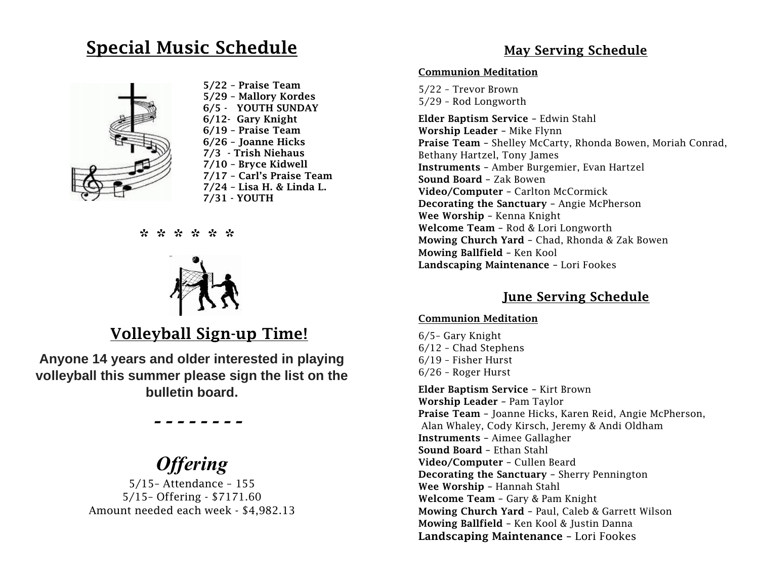## Special Music Schedule

**5/22 – Praise Team**
**5/29 – Mallory Kordes**
**6/5 - YOUTH SUNDAY**
**6/12- Gary Knight**
**6/19 – Praise Team**
**6/26 – Joanne Hicks**
**7/3 - Trish Niehaus**
**7/10 – Bryce Kidwell**
**7/17 – Carl's Praise Team**
**7/24 – Lisa H. & Linda L.**
**7/31 - YOUTH**

\* \* \* \* \* \*

## Volleyball Sign-up Time!

**Anyone 14 years and older interested in playing volleyball this summer please sign the list on the bulletin board.**

\- - - - - - - -

## *Offering*

5/15– Attendance – 155
5/15– Offering - $7171.60
Amount needed each week - $4,982.13

## May Serving Schedule

**Communion Meditation**

5/22 – Trevor Brown
5/29 – Rod Longworth

**Elder Baptism Service** – Edwin Stahl
**Worship Leader** – Mike Flynn
**Praise Team** – Shelley McCarty, Rhonda Bowen, Moriah Conrad, Bethany Hartzel, Tony James
**Instruments** – Amber Burgemier, Evan Hartzel
**Sound Board** – Zak Bowen
**Video/Computer** – Carlton McCormick
**Decorating the Sanctuary** – Angie McPherson
**Wee Worship** – Kenna Knight
**Welcome Team** – Rod & Lori Longworth
**Mowing Church Yard** – Chad, Rhonda & Zak Bowen
**Mowing Ballfield** – Ken Kool
**Landscaping Maintenance** – Lori Fookes

## June Serving Schedule

**Communion Meditation**

6/5– Gary Knight
6/12 – Chad Stephens
6/19 – Fisher Hurst
6/26 – Roger Hurst

**Elder Baptism Service** – Kirt Brown
**Worship Leader** – Pam Taylor
**Praise Team** – Joanne Hicks, Karen Reid, Angie McPherson, Alan Whaley, Cody Kirsch, Jeremy & Andi Oldham
**Instruments** – Aimee Gallagher
**Sound Board** – Ethan Stahl
**Video/Computer** – Cullen Beard
**Decorating the Sanctuary** – Sherry Pennington
**Wee Worship** – Hannah Stahl
**Welcome Team** – Gary & Pam Knight
**Mowing Church Yard** – Paul, Caleb & Garrett Wilson
**Mowing Ballfield** – Ken Kool & Justin Danna
**Landscaping Maintenance** – Lori Fookes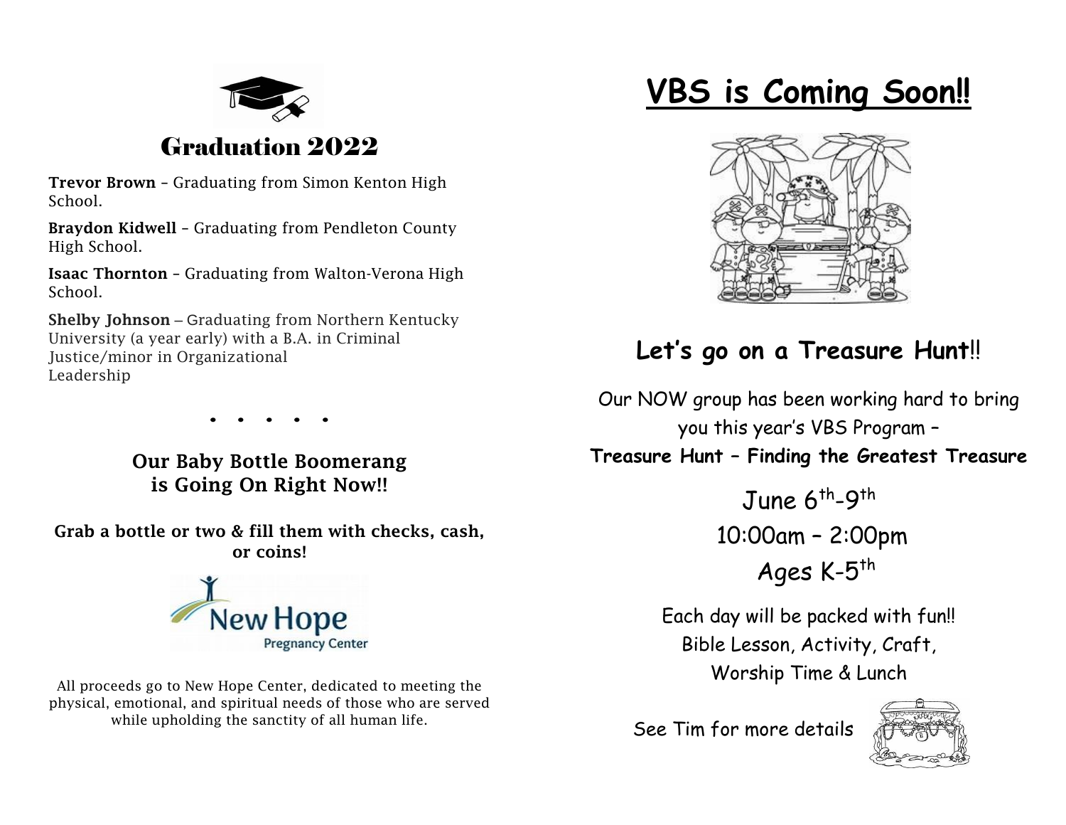## Graduation 2022

**Trevor Brown** – Graduating from Simon Kenton High School.

**Braydon Kidwell** – Graduating from Pendleton County High School.

**Isaac Thornton** – Graduating from Walton-Verona High School.

**Shelby Johnson** – Graduating from Northern Kentucky University (a year early) with a B.A. in Criminal Justice/minor in Organizational Leadership

• • • • •

### Our Baby Bottle Boomerang is Going On Right Now!!

**Grab a bottle or two & fill them with checks, cash, or coins!**

All proceeds go to New Hope Center, dedicated to meeting the physical, emotional, and spiritual needs of those who are served while upholding the sanctity of all human life.

# VBS is Coming Soon!!

### Let's go on a Treasure Hunt!!

Our NOW group has been working hard to bring you this year's VBS Program – **Treasure Hunt – Finding the Greatest Treasure**

June 6th-9th

10:00am – 2:00pm

Ages K-5th

Each day will be packed with fun!! Bible Lesson, Activity, Craft, Worship Time & Lunch

See Tim for more details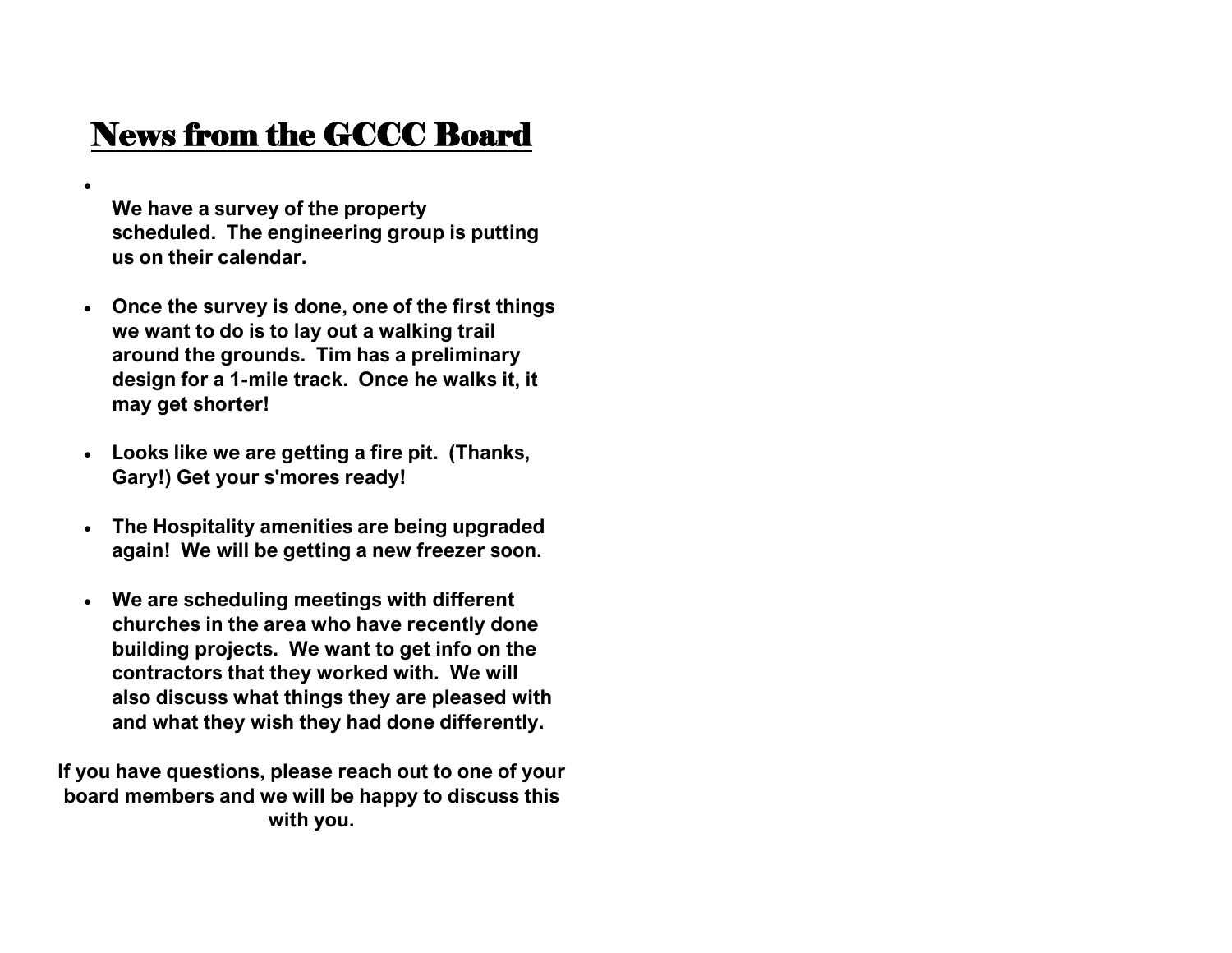# News from the GCCC Board

- We have a survey of the property scheduled. The engineering group is putting us on their calendar.

- **Once the survey is done, one of the first things we want to do is to lay out a walking trail around the grounds. Tim has a preliminary design for a 1-mile track. Once he walks it, it may get shorter!**

- **Looks like we are getting a fire pit. (Thanks, Gary!) Get your s'mores ready!**

- **The Hospitality amenities are being upgraded again! We will be getting a new freezer soon.**

- **We are scheduling meetings with different churches in the area who have recently done building projects. We want to get info on the contractors that they worked with. We will also discuss what things they are pleased with and what they wish they had done differently.**

**If you have questions, please reach out to one of your board members and we will be happy to discuss this with you.**